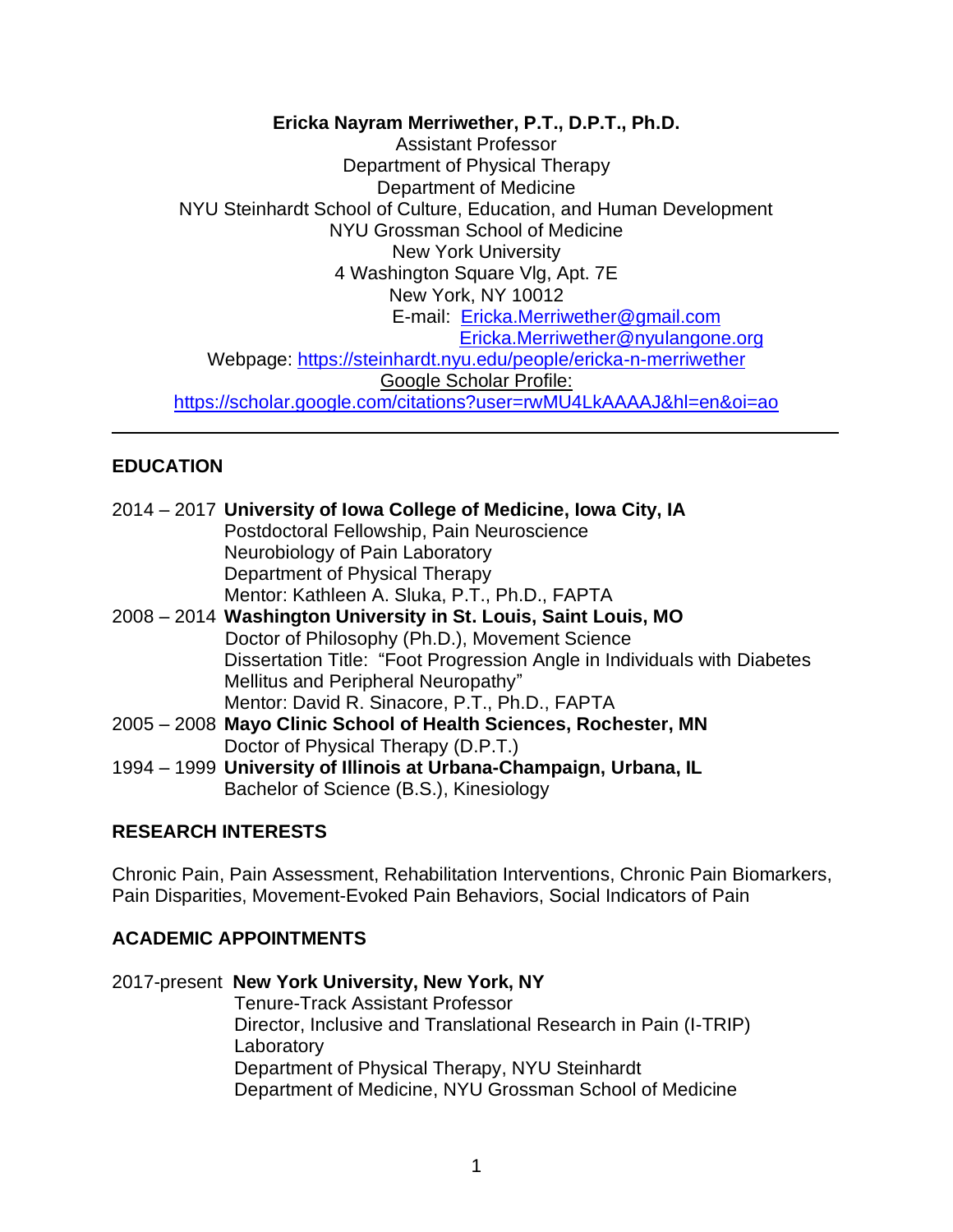**Ericka Nayram Merriwether, P.T., D.P.T., Ph.D.**
Assistant Professor
Department of Physical Therapy
Department of Medicine
NYU Steinhardt School of Culture, Education, and Human Development
NYU Grossman School of Medicine
New York University
4 Washington Square Vlg, Apt. 7E
New York, NY 10012
E-mail: Ericka.Merriwether@gmail.com
Ericka.Merriwether@nyulangone.org
Webpage: https://steinhardt.nyu.edu/people/ericka-n-merriwether
Google Scholar Profile:
https://scholar.google.com/citations?user=rwMU4LkAAAAJ&hl=en&oi=ao

---

## EDUCATION

2014 – 2017 **University of Iowa College of Medicine, Iowa City, IA**
Postdoctoral Fellowship, Pain Neuroscience
Neurobiology of Pain Laboratory
Department of Physical Therapy
Mentor: Kathleen A. Sluka, P.T., Ph.D., FAPTA

2008 – 2014 **Washington University in St. Louis, Saint Louis, MO**
Doctor of Philosophy (Ph.D.), Movement Science
Dissertation Title: "Foot Progression Angle in Individuals with Diabetes Mellitus and Peripheral Neuropathy"
Mentor: David R. Sinacore, P.T., Ph.D., FAPTA

2005 – 2008 **Mayo Clinic School of Health Sciences, Rochester, MN**
Doctor of Physical Therapy (D.P.T.)

1994 – 1999 **University of Illinois at Urbana-Champaign, Urbana, IL**
Bachelor of Science (B.S.), Kinesiology

## RESEARCH INTERESTS

Chronic Pain, Pain Assessment, Rehabilitation Interventions, Chronic Pain Biomarkers, Pain Disparities, Movement-Evoked Pain Behaviors, Social Indicators of Pain

## ACADEMIC APPOINTMENTS

2017-present **New York University, New York, NY**
Tenure-Track Assistant Professor
Director, Inclusive and Translational Research in Pain (I-TRIP) Laboratory
Department of Physical Therapy, NYU Steinhardt
Department of Medicine, NYU Grossman School of Medicine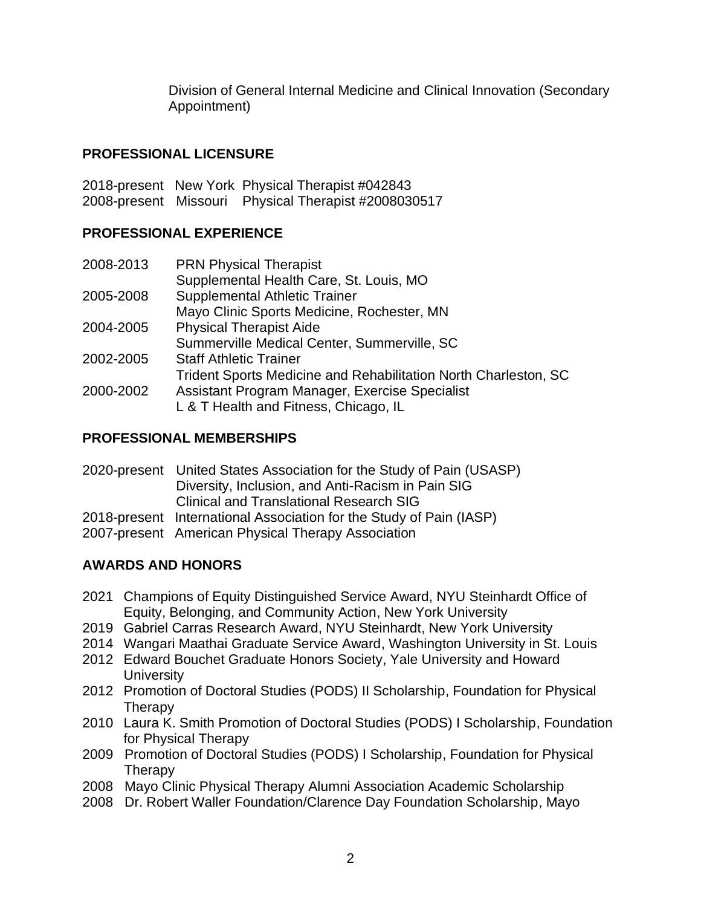Division of General Internal Medicine and Clinical Innovation (Secondary Appointment)

## PROFESSIONAL LICENSURE

2018-present New York Physical Therapist #042843
2008-present Missouri Physical Therapist #2008030517

## PROFESSIONAL EXPERIENCE

2008-2013 PRN Physical Therapist
Supplemental Health Care, St. Louis, MO
2005-2008 Supplemental Athletic Trainer
Mayo Clinic Sports Medicine, Rochester, MN
2004-2005 Physical Therapist Aide
Summerville Medical Center, Summerville, SC
2002-2005 Staff Athletic Trainer
Trident Sports Medicine and Rehabilitation North Charleston, SC
2000-2002 Assistant Program Manager, Exercise Specialist
L & T Health and Fitness, Chicago, IL

## PROFESSIONAL MEMBERSHIPS

2020-present United States Association for the Study of Pain (USASP)
Diversity, Inclusion, and Anti-Racism in Pain SIG
Clinical and Translational Research SIG
2018-present International Association for the Study of Pain (IASP)
2007-present American Physical Therapy Association

## AWARDS AND HONORS

- 2021 Champions of Equity Distinguished Service Award, NYU Steinhardt Office of Equity, Belonging, and Community Action, New York University
- 2019 Gabriel Carras Research Award, NYU Steinhardt, New York University
- 2014 Wangari Maathai Graduate Service Award, Washington University in St. Louis
- 2012 Edward Bouchet Graduate Honors Society, Yale University and Howard University
- 2012 Promotion of Doctoral Studies (PODS) II Scholarship, Foundation for Physical Therapy
- 2010 Laura K. Smith Promotion of Doctoral Studies (PODS) I Scholarship, Foundation for Physical Therapy
- 2009 Promotion of Doctoral Studies (PODS) I Scholarship, Foundation for Physical Therapy
- 2008 Mayo Clinic Physical Therapy Alumni Association Academic Scholarship
- 2008 Dr. Robert Waller Foundation/Clarence Day Foundation Scholarship, Mayo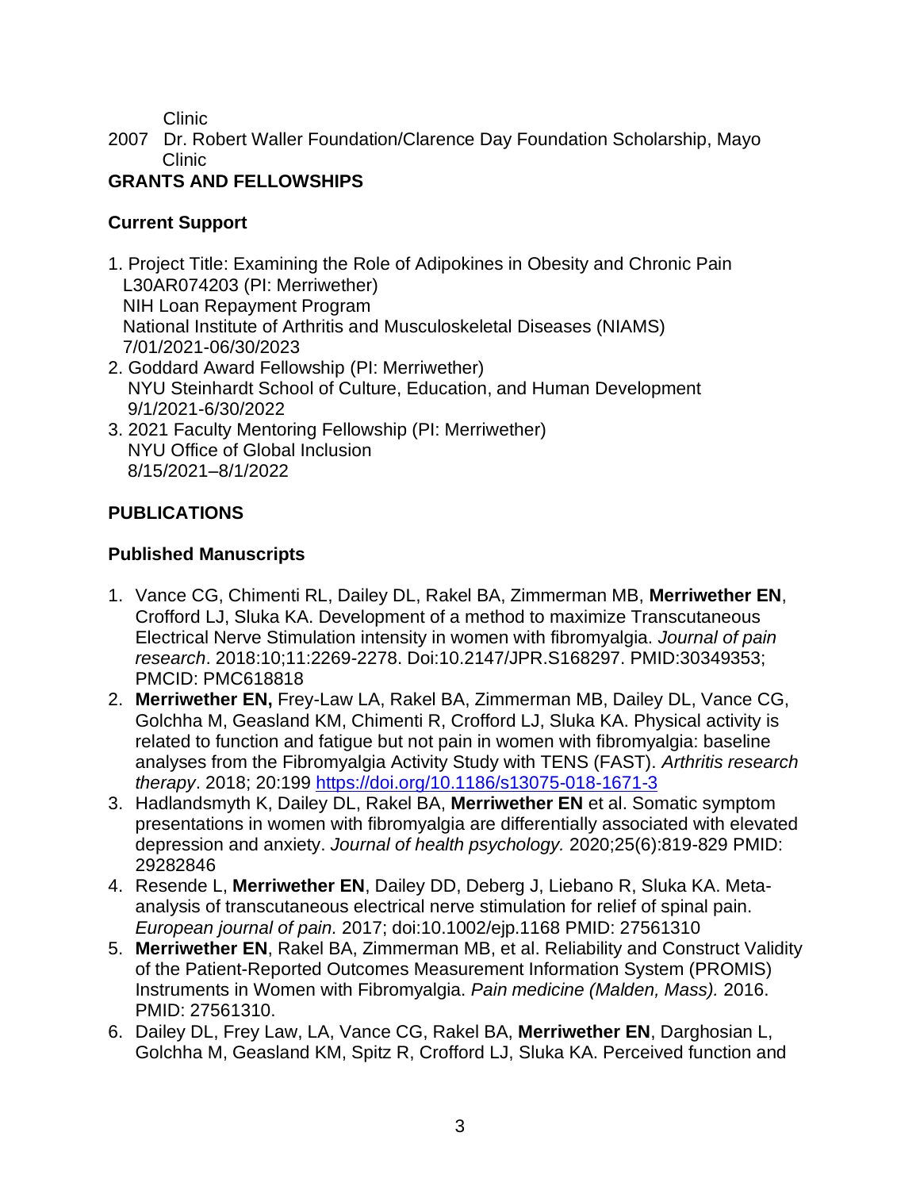Clinic

2007 Dr. Robert Waller Foundation/Clarence Day Foundation Scholarship, Mayo Clinic

## GRANTS AND FELLOWSHIPS

### Current Support

1. Project Title: Examining the Role of Adipokines in Obesity and Chronic Pain
   L30AR074203 (PI: Merriwether)
   NIH Loan Repayment Program
   National Institute of Arthritis and Musculoskeletal Diseases (NIAMS)
   7/01/2021-06/30/2023
2. Goddard Award Fellowship (PI: Merriwether)
   NYU Steinhardt School of Culture, Education, and Human Development
   9/1/2021-6/30/2022
3. 2021 Faculty Mentoring Fellowship (PI: Merriwether)
   NYU Office of Global Inclusion
   8/15/2021–8/1/2022

## PUBLICATIONS

### Published Manuscripts

1. Vance CG, Chimenti RL, Dailey DL, Rakel BA, Zimmerman MB, **Merriwether EN**, Crofford LJ, Sluka KA. Development of a method to maximize Transcutaneous Electrical Nerve Stimulation intensity in women with fibromyalgia. *Journal of pain research*. 2018:10;11:2269-2278. Doi:10.2147/JPR.S168297. PMID:30349353; PMCID: PMC618818
2. **Merriwether EN,** Frey-Law LA, Rakel BA, Zimmerman MB, Dailey DL, Vance CG, Golchha M, Geasland KM, Chimenti R, Crofford LJ, Sluka KA. Physical activity is related to function and fatigue but not pain in women with fibromyalgia: baseline analyses from the Fibromyalgia Activity Study with TENS (FAST). *Arthritis research therapy*. 2018; 20:199 https://doi.org/10.1186/s13075-018-1671-3
3. Hadlandsmyth K, Dailey DL, Rakel BA, **Merriwether EN** et al. Somatic symptom presentations in women with fibromyalgia are differentially associated with elevated depression and anxiety. *Journal of health psychology.* 2020;25(6):819-829 PMID: 29282846
4. Resende L, **Merriwether EN**, Dailey DD, Deberg J, Liebano R, Sluka KA. Meta-analysis of transcutaneous electrical nerve stimulation for relief of spinal pain. *European journal of pain.* 2017; doi:10.1002/ejp.1168 PMID: 27561310
5. **Merriwether EN**, Rakel BA, Zimmerman MB, et al. Reliability and Construct Validity of the Patient-Reported Outcomes Measurement Information System (PROMIS) Instruments in Women with Fibromyalgia. *Pain medicine (Malden, Mass).* 2016. PMID: 27561310.
6. Dailey DL, Frey Law, LA, Vance CG, Rakel BA, **Merriwether EN**, Darghosian L, Golchha M, Geasland KM, Spitz R, Crofford LJ, Sluka KA. Perceived function and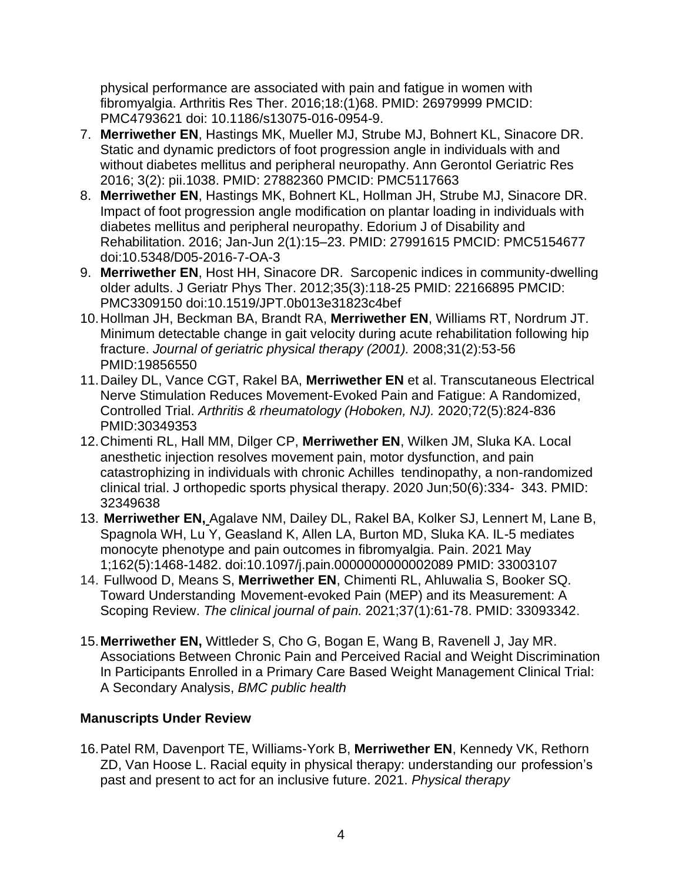physical performance are associated with pain and fatigue in women with fibromyalgia. Arthritis Res Ther. 2016;18:(1)68. PMID: 26979999 PMCID: PMC4793621 doi: 10.1186/s13075-016-0954-9.

7. **Merriwether EN**, Hastings MK, Mueller MJ, Strube MJ, Bohnert KL, Sinacore DR. Static and dynamic predictors of foot progression angle in individuals with and without diabetes mellitus and peripheral neuropathy. Ann Gerontol Geriatric Res 2016; 3(2): pii.1038. PMID: 27882360 PMCID: PMC5117663
8. **Merriwether EN**, Hastings MK, Bohnert KL, Hollman JH, Strube MJ, Sinacore DR. Impact of foot progression angle modification on plantar loading in individuals with diabetes mellitus and peripheral neuropathy. Edorium J of Disability and Rehabilitation. 2016; Jan-Jun 2(1):15–23. PMID: 27991615 PMCID: PMC5154677 doi:10.5348/D05-2016-7-OA-3
9. **Merriwether EN**, Host HH, Sinacore DR. Sarcopenic indices in community-dwelling older adults. J Geriatr Phys Ther. 2012;35(3):118-25 PMID: 22166895 PMCID: PMC3309150 doi:10.1519/JPT.0b013e31823c4bef
10. Hollman JH, Beckman BA, Brandt RA, **Merriwether EN**, Williams RT, Nordrum JT. Minimum detectable change in gait velocity during acute rehabilitation following hip fracture. *Journal of geriatric physical therapy (2001).* 2008;31(2):53-56 PMID:19856550
11. Dailey DL, Vance CGT, Rakel BA, **Merriwether EN** et al. Transcutaneous Electrical Nerve Stimulation Reduces Movement-Evoked Pain and Fatigue: A Randomized, Controlled Trial. *Arthritis & rheumatology (Hoboken, NJ).* 2020;72(5):824-836 PMID:30349353
12. Chimenti RL, Hall MM, Dilger CP, **Merriwether EN**, Wilken JM, Sluka KA. Local anesthetic injection resolves movement pain, motor dysfunction, and pain catastrophizing in individuals with chronic Achilles tendinopathy, a non-randomized clinical trial. J orthopedic sports physical therapy. 2020 Jun;50(6):334- 343. PMID: 32349638
13. **Merriwether EN,** Agalave NM, Dailey DL, Rakel BA, Kolker SJ, Lennert M, Lane B, Spagnola WH, Lu Y, Geasland K, Allen LA, Burton MD, Sluka KA. IL-5 mediates monocyte phenotype and pain outcomes in fibromyalgia. Pain. 2021 May 1;162(5):1468-1482. doi:10.1097/j.pain.0000000000002089 PMID: 33003107
14. Fullwood D, Means S, **Merriwether EN**, Chimenti RL, Ahluwalia S, Booker SQ. Toward Understanding Movement-evoked Pain (MEP) and its Measurement: A Scoping Review. *The clinical journal of pain.* 2021;37(1):61-78. PMID: 33093342.
15. **Merriwether EN,** Wittleder S, Cho G, Bogan E, Wang B, Ravenell J, Jay MR. Associations Between Chronic Pain and Perceived Racial and Weight Discrimination In Participants Enrolled in a Primary Care Based Weight Management Clinical Trial: A Secondary Analysis, *BMC public health*

**Manuscripts Under Review**

16. Patel RM, Davenport TE, Williams-York B, **Merriwether EN**, Kennedy VK, Rethorn ZD, Van Hoose L. Racial equity in physical therapy: understanding our profession's past and present to act for an inclusive future. 2021. *Physical therapy*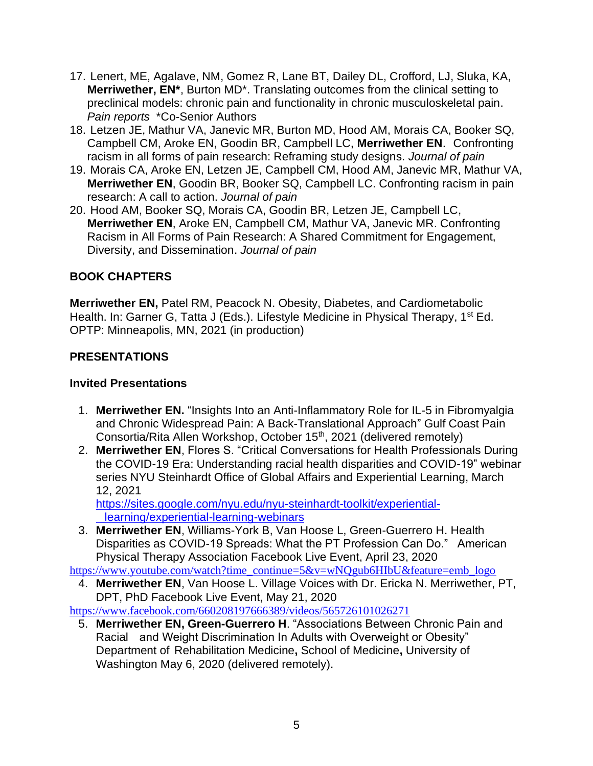17. Lenert, ME, Agalave, NM, Gomez R, Lane BT, Dailey DL, Crofford, LJ, Sluka, KA, **Merriwether, EN***, Burton MD*. Translating outcomes from the clinical setting to preclinical models: chronic pain and functionality in chronic musculoskeletal pain. *Pain reports* *Co-Senior Authors
18. Letzen JE, Mathur VA, Janevic MR, Burton MD, Hood AM, Morais CA, Booker SQ, Campbell CM, Aroke EN, Goodin BR, Campbell LC, **Merriwether EN**. Confronting racism in all forms of pain research: Reframing study designs. *Journal of pain*
19. Morais CA, Aroke EN, Letzen JE, Campbell CM, Hood AM, Janevic MR, Mathur VA, **Merriwether EN**, Goodin BR, Booker SQ, Campbell LC. Confronting racism in pain research: A call to action. *Journal of pain*
20. Hood AM, Booker SQ, Morais CA, Goodin BR, Letzen JE, Campbell LC, **Merriwether EN**, Aroke EN, Campbell CM, Mathur VA, Janevic MR. Confronting Racism in All Forms of Pain Research: A Shared Commitment for Engagement, Diversity, and Dissemination. *Journal of pain*

## BOOK CHAPTERS

**Merriwether EN,** Patel RM, Peacock N. Obesity, Diabetes, and Cardiometabolic Health. In: Garner G, Tatta J (Eds.). Lifestyle Medicine in Physical Therapy, 1st Ed. OPTP: Minneapolis, MN, 2021 (in production)

## PRESENTATIONS

### Invited Presentations

1. **Merriwether EN.** "Insights Into an Anti-Inflammatory Role for IL-5 in Fibromyalgia and Chronic Widespread Pain: A Back-Translational Approach" Gulf Coast Pain Consortia/Rita Allen Workshop, October 15th, 2021 (delivered remotely)
2. **Merriwether EN**, Flores S. "Critical Conversations for Health Professionals During the COVID-19 Era: Understanding racial health disparities and COVID-19" webinar series NYU Steinhardt Office of Global Affairs and Experiential Learning, March 12, 2021 https://sites.google.com/nyu.edu/nyu-steinhardt-toolkit/experiential-learning/experiential-learning-webinars
3. **Merriwether EN**, Williams-York B, Van Hoose L, Green-Guerrero H. Health Disparities as COVID-19 Spreads: What the PT Profession Can Do." American Physical Therapy Association Facebook Live Event, April 23, 2020 https://www.youtube.com/watch?time_continue=5&v=wNQgub6HIbU&feature=emb_logo
4. **Merriwether EN**, Van Hoose L. Village Voices with Dr. Ericka N. Merriwether, PT, DPT, PhD Facebook Live Event, May 21, 2020 https://www.facebook.com/660208197666389/videos/565726101026271
5. **Merriwether EN, Green-Guerrero H**. "Associations Between Chronic Pain and Racial and Weight Discrimination In Adults with Overweight or Obesity" Department of Rehabilitation Medicine**,** School of Medicine**,** University of Washington May 6, 2020 (delivered remotely).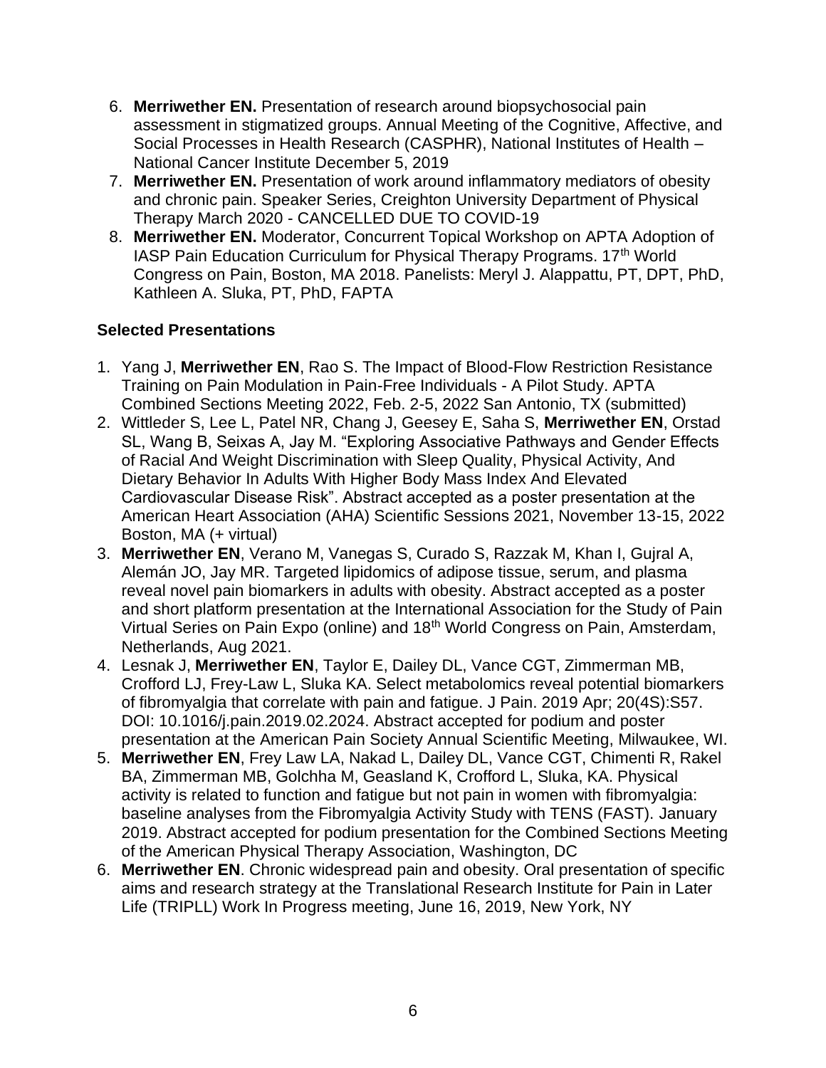6. **Merriwether EN.** Presentation of research around biopsychosocial pain assessment in stigmatized groups. Annual Meeting of the Cognitive, Affective, and Social Processes in Health Research (CASPHR), National Institutes of Health – National Cancer Institute December 5, 2019
7. **Merriwether EN.** Presentation of work around inflammatory mediators of obesity and chronic pain. Speaker Series, Creighton University Department of Physical Therapy March 2020 - CANCELLED DUE TO COVID-19
8. **Merriwether EN.** Moderator, Concurrent Topical Workshop on APTA Adoption of IASP Pain Education Curriculum for Physical Therapy Programs. 17th World Congress on Pain, Boston, MA 2018. Panelists: Meryl J. Alappattu, PT, DPT, PhD, Kathleen A. Sluka, PT, PhD, FAPTA

**Selected Presentations**

1. Yang J, **Merriwether EN**, Rao S. The Impact of Blood-Flow Restriction Resistance Training on Pain Modulation in Pain-Free Individuals - A Pilot Study. APTA Combined Sections Meeting 2022, Feb. 2-5, 2022 San Antonio, TX (submitted)
2. Wittleder S, Lee L, Patel NR, Chang J, Geesey E, Saha S, **Merriwether EN**, Orstad SL, Wang B, Seixas A, Jay M. "Exploring Associative Pathways and Gender Effects of Racial And Weight Discrimination with Sleep Quality, Physical Activity, And Dietary Behavior In Adults With Higher Body Mass Index And Elevated Cardiovascular Disease Risk". Abstract accepted as a poster presentation at the American Heart Association (AHA) Scientific Sessions 2021, November 13-15, 2022 Boston, MA (+ virtual)
3. **Merriwether EN**, Verano M, Vanegas S, Curado S, Razzak M, Khan I, Gujral A, Alemán JO, Jay MR. Targeted lipidomics of adipose tissue, serum, and plasma reveal novel pain biomarkers in adults with obesity. Abstract accepted as a poster and short platform presentation at the International Association for the Study of Pain Virtual Series on Pain Expo (online) and 18th World Congress on Pain, Amsterdam, Netherlands, Aug 2021.
4. Lesnak J, **Merriwether EN**, Taylor E, Dailey DL, Vance CGT, Zimmerman MB, Crofford LJ, Frey-Law L, Sluka KA. Select metabolomics reveal potential biomarkers of fibromyalgia that correlate with pain and fatigue. J Pain. 2019 Apr; 20(4S):S57. DOI: 10.1016/j.pain.2019.02.2024. Abstract accepted for podium and poster presentation at the American Pain Society Annual Scientific Meeting, Milwaukee, WI.
5. **Merriwether EN**, Frey Law LA, Nakad L, Dailey DL, Vance CGT, Chimenti R, Rakel BA, Zimmerman MB, Golchha M, Geasland K, Crofford L, Sluka, KA. Physical activity is related to function and fatigue but not pain in women with fibromyalgia: baseline analyses from the Fibromyalgia Activity Study with TENS (FAST). January 2019. Abstract accepted for podium presentation for the Combined Sections Meeting of the American Physical Therapy Association, Washington, DC
6. **Merriwether EN**. Chronic widespread pain and obesity. Oral presentation of specific aims and research strategy at the Translational Research Institute for Pain in Later Life (TRIPLL) Work In Progress meeting, June 16, 2019, New York, NY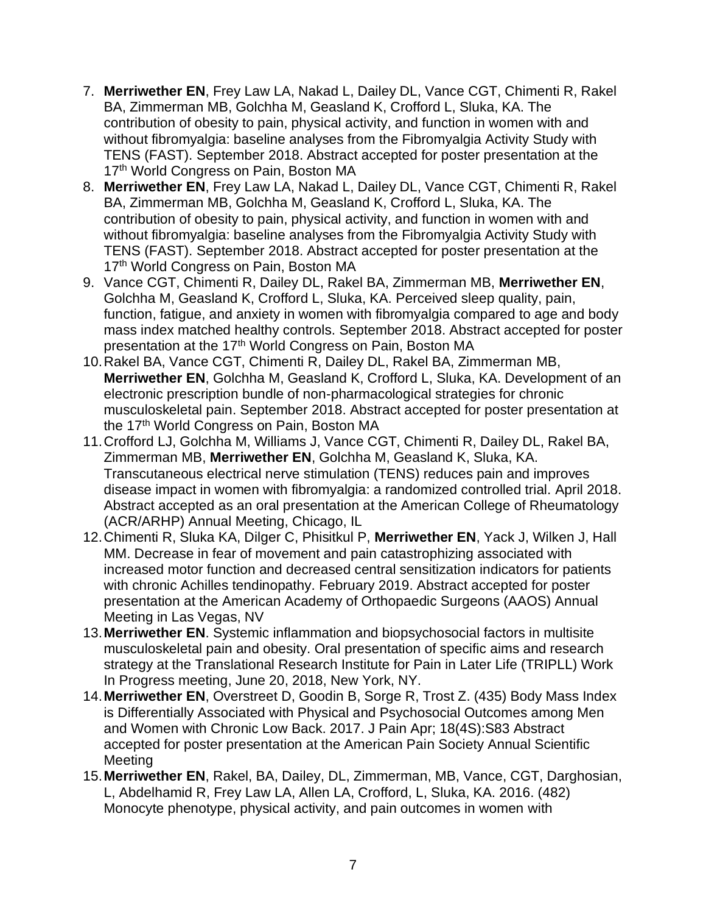7. **Merriwether EN**, Frey Law LA, Nakad L, Dailey DL, Vance CGT, Chimenti R, Rakel BA, Zimmerman MB, Golchha M, Geasland K, Crofford L, Sluka, KA. The contribution of obesity to pain, physical activity, and function in women with and without fibromyalgia: baseline analyses from the Fibromyalgia Activity Study with TENS (FAST). September 2018. Abstract accepted for poster presentation at the 17th World Congress on Pain, Boston MA
8. **Merriwether EN**, Frey Law LA, Nakad L, Dailey DL, Vance CGT, Chimenti R, Rakel BA, Zimmerman MB, Golchha M, Geasland K, Crofford L, Sluka, KA. The contribution of obesity to pain, physical activity, and function in women with and without fibromyalgia: baseline analyses from the Fibromyalgia Activity Study with TENS (FAST). September 2018. Abstract accepted for poster presentation at the 17th World Congress on Pain, Boston MA
9. Vance CGT, Chimenti R, Dailey DL, Rakel BA, Zimmerman MB, **Merriwether EN**, Golchha M, Geasland K, Crofford L, Sluka, KA. Perceived sleep quality, pain, function, fatigue, and anxiety in women with fibromyalgia compared to age and body mass index matched healthy controls. September 2018. Abstract accepted for poster presentation at the 17th World Congress on Pain, Boston MA
10. Rakel BA, Vance CGT, Chimenti R, Dailey DL, Rakel BA, Zimmerman MB, **Merriwether EN**, Golchha M, Geasland K, Crofford L, Sluka, KA. Development of an electronic prescription bundle of non-pharmacological strategies for chronic musculoskeletal pain. September 2018. Abstract accepted for poster presentation at the 17th World Congress on Pain, Boston MA
11. Crofford LJ, Golchha M, Williams J, Vance CGT, Chimenti R, Dailey DL, Rakel BA, Zimmerman MB, **Merriwether EN**, Golchha M, Geasland K, Sluka, KA. Transcutaneous electrical nerve stimulation (TENS) reduces pain and improves disease impact in women with fibromyalgia: a randomized controlled trial. April 2018. Abstract accepted as an oral presentation at the American College of Rheumatology (ACR/ARHP) Annual Meeting, Chicago, IL
12. Chimenti R, Sluka KA, Dilger C, Phisitkul P, **Merriwether EN**, Yack J, Wilken J, Hall MM. Decrease in fear of movement and pain catastrophizing associated with increased motor function and decreased central sensitization indicators for patients with chronic Achilles tendinopathy. February 2019. Abstract accepted for poster presentation at the American Academy of Orthopaedic Surgeons (AAOS) Annual Meeting in Las Vegas, NV
13. **Merriwether EN**. Systemic inflammation and biopsychosocial factors in multisite musculoskeletal pain and obesity. Oral presentation of specific aims and research strategy at the Translational Research Institute for Pain in Later Life (TRIPLL) Work In Progress meeting, June 20, 2018, New York, NY.
14. **Merriwether EN**, Overstreet D, Goodin B, Sorge R, Trost Z. (435) Body Mass Index is Differentially Associated with Physical and Psychosocial Outcomes among Men and Women with Chronic Low Back. 2017. J Pain Apr; 18(4S):S83 Abstract accepted for poster presentation at the American Pain Society Annual Scientific Meeting
15. **Merriwether EN**, Rakel, BA, Dailey, DL, Zimmerman, MB, Vance, CGT, Darghosian, L, Abdelhamid R, Frey Law LA, Allen LA, Crofford, L, Sluka, KA. 2016. (482) Monocyte phenotype, physical activity, and pain outcomes in women with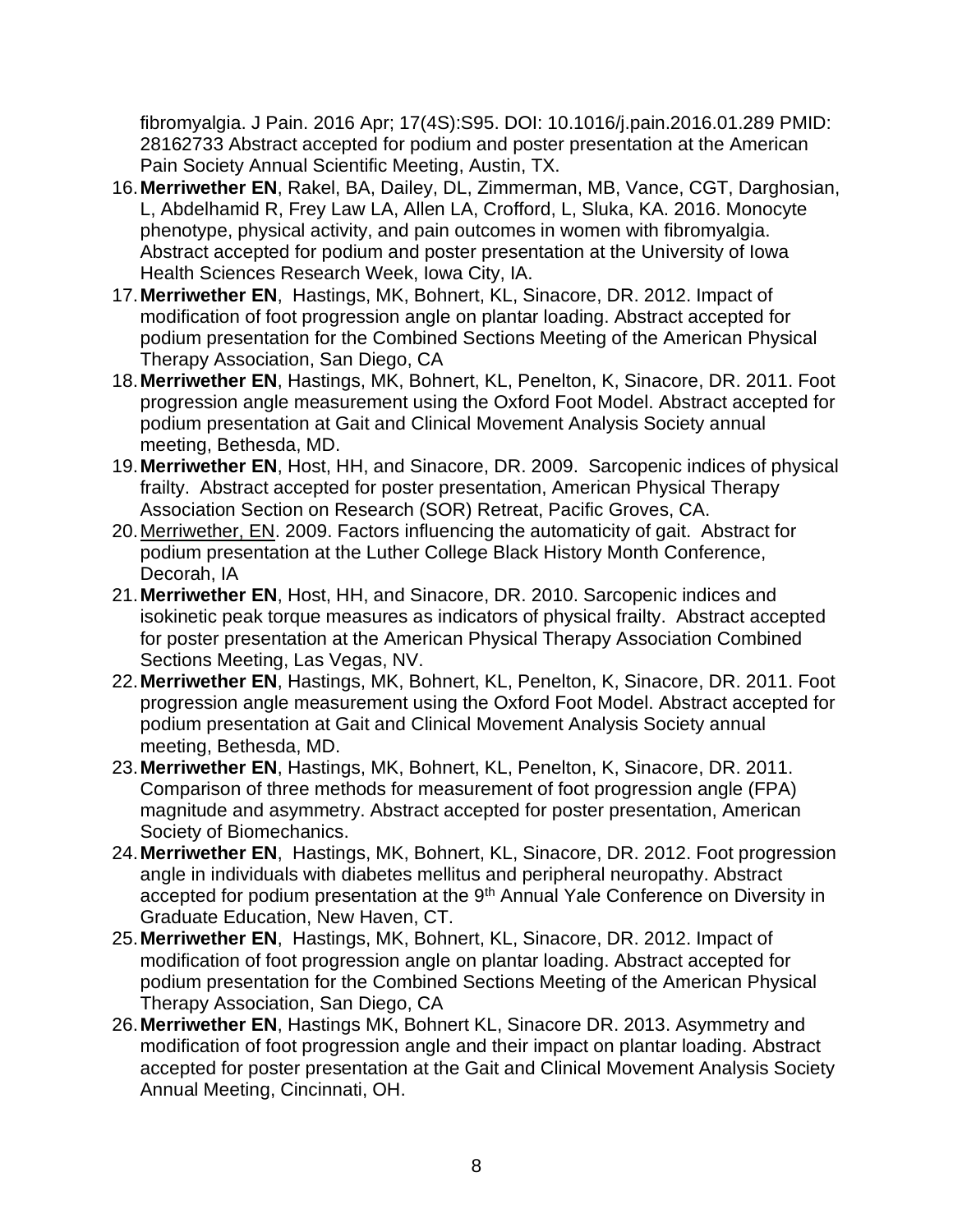fibromyalgia. J Pain. 2016 Apr; 17(4S):S95. DOI: 10.1016/j.pain.2016.01.289 PMID: 28162733 Abstract accepted for podium and poster presentation at the American Pain Society Annual Scientific Meeting, Austin, TX.

16. **Merriwether EN**, Rakel, BA, Dailey, DL, Zimmerman, MB, Vance, CGT, Darghosian, L, Abdelhamid R, Frey Law LA, Allen LA, Crofford, L, Sluka, KA. 2016. Monocyte phenotype, physical activity, and pain outcomes in women with fibromyalgia. Abstract accepted for podium and poster presentation at the University of Iowa Health Sciences Research Week, Iowa City, IA.
17. **Merriwether EN**, Hastings, MK, Bohnert, KL, Sinacore, DR. 2012. Impact of modification of foot progression angle on plantar loading. Abstract accepted for podium presentation for the Combined Sections Meeting of the American Physical Therapy Association, San Diego, CA
18. **Merriwether EN**, Hastings, MK, Bohnert, KL, Penelton, K, Sinacore, DR. 2011. Foot progression angle measurement using the Oxford Foot Model. Abstract accepted for podium presentation at Gait and Clinical Movement Analysis Society annual meeting, Bethesda, MD.
19. **Merriwether EN**, Host, HH, and Sinacore, DR. 2009. Sarcopenic indices of physical frailty. Abstract accepted for poster presentation, American Physical Therapy Association Section on Research (SOR) Retreat, Pacific Groves, CA.
20. Merriwether, EN. 2009. Factors influencing the automaticity of gait. Abstract for podium presentation at the Luther College Black History Month Conference, Decorah, IA
21. **Merriwether EN**, Host, HH, and Sinacore, DR. 2010. Sarcopenic indices and isokinetic peak torque measures as indicators of physical frailty. Abstract accepted for poster presentation at the American Physical Therapy Association Combined Sections Meeting, Las Vegas, NV.
22. **Merriwether EN**, Hastings, MK, Bohnert, KL, Penelton, K, Sinacore, DR. 2011. Foot progression angle measurement using the Oxford Foot Model. Abstract accepted for podium presentation at Gait and Clinical Movement Analysis Society annual meeting, Bethesda, MD.
23. **Merriwether EN**, Hastings, MK, Bohnert, KL, Penelton, K, Sinacore, DR. 2011. Comparison of three methods for measurement of foot progression angle (FPA) magnitude and asymmetry. Abstract accepted for poster presentation, American Society of Biomechanics.
24. **Merriwether EN**, Hastings, MK, Bohnert, KL, Sinacore, DR. 2012. Foot progression angle in individuals with diabetes mellitus and peripheral neuropathy. Abstract accepted for podium presentation at the 9th Annual Yale Conference on Diversity in Graduate Education, New Haven, CT.
25. **Merriwether EN**, Hastings, MK, Bohnert, KL, Sinacore, DR. 2012. Impact of modification of foot progression angle on plantar loading. Abstract accepted for podium presentation for the Combined Sections Meeting of the American Physical Therapy Association, San Diego, CA
26. **Merriwether EN**, Hastings MK, Bohnert KL, Sinacore DR. 2013. Asymmetry and modification of foot progression angle and their impact on plantar loading. Abstract accepted for poster presentation at the Gait and Clinical Movement Analysis Society Annual Meeting, Cincinnati, OH.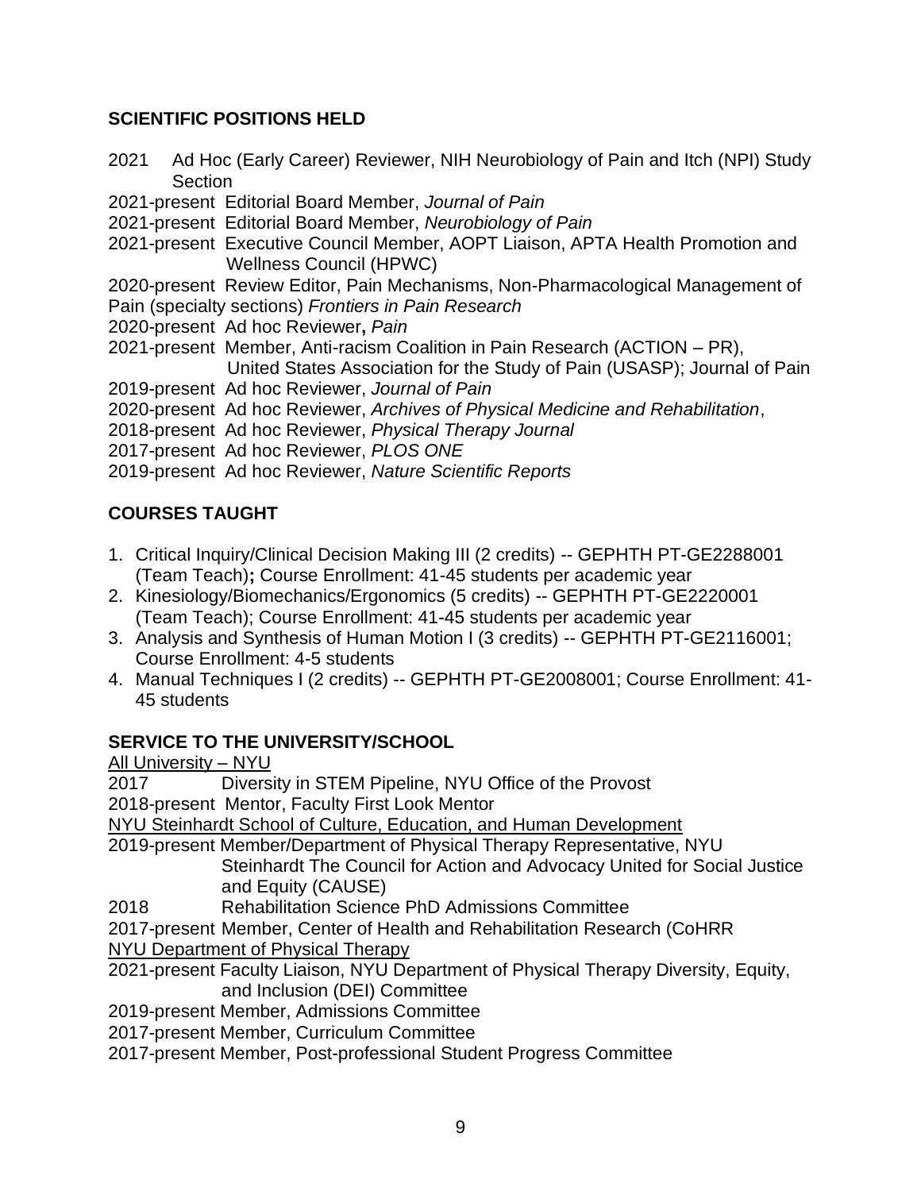## SCIENTIFIC POSITIONS HELD

2021 Ad Hoc (Early Career) Reviewer, NIH Neurobiology of Pain and Itch (NPI) Study Section

2021-present Editorial Board Member, *Journal of Pain*

2021-present Editorial Board Member, *Neurobiology of Pain*

2021-present Executive Council Member, AOPT Liaison, APTA Health Promotion and Wellness Council (HPWC)

2020-present Review Editor, Pain Mechanisms, Non-Pharmacological Management of Pain (specialty sections) *Frontiers in Pain Research*

2020-present Ad hoc Reviewer**,** *Pain*

2021-present Member, Anti-racism Coalition in Pain Research (ACTION – PR), United States Association for the Study of Pain (USASP); Journal of Pain

2019-present Ad hoc Reviewer, *Journal of Pain*

2020-present Ad hoc Reviewer, *Archives of Physical Medicine and Rehabilitation*,

2018-present Ad hoc Reviewer, *Physical Therapy Journal*

2017-present Ad hoc Reviewer, *PLOS ONE*

2019-present Ad hoc Reviewer, *Nature Scientific Reports*

## COURSES TAUGHT

1. Critical Inquiry/Clinical Decision Making III (2 credits) -- GEPHTH PT-GE2288001 (Team Teach)**;** Course Enrollment: 41-45 students per academic year
2. Kinesiology/Biomechanics/Ergonomics (5 credits) -- GEPHTH PT-GE2220001 (Team Teach); Course Enrollment: 41-45 students per academic year
3. Analysis and Synthesis of Human Motion I (3 credits) -- GEPHTH PT-GE2116001; Course Enrollment: 4-5 students
4. Manual Techniques I (2 credits) -- GEPHTH PT-GE2008001; Course Enrollment: 41-45 students

## SERVICE TO THE UNIVERSITY/SCHOOL

<u>All University – NYU</u>

2017 Diversity in STEM Pipeline, NYU Office of the Provost

2018-present Mentor, Faculty First Look Mentor

<u>NYU Steinhardt School of Culture, Education, and Human Development</u>

2019-present Member/Department of Physical Therapy Representative, NYU Steinhardt The Council for Action and Advocacy United for Social Justice and Equity (CAUSE)

2018 Rehabilitation Science PhD Admissions Committee

2017-present Member, Center of Health and Rehabilitation Research (CoHRR

<u>NYU Department of Physical Therapy</u>

2021-present Faculty Liaison, NYU Department of Physical Therapy Diversity, Equity, and Inclusion (DEI) Committee

2019-present Member, Admissions Committee

2017-present Member, Curriculum Committee

2017-present Member, Post-professional Student Progress Committee